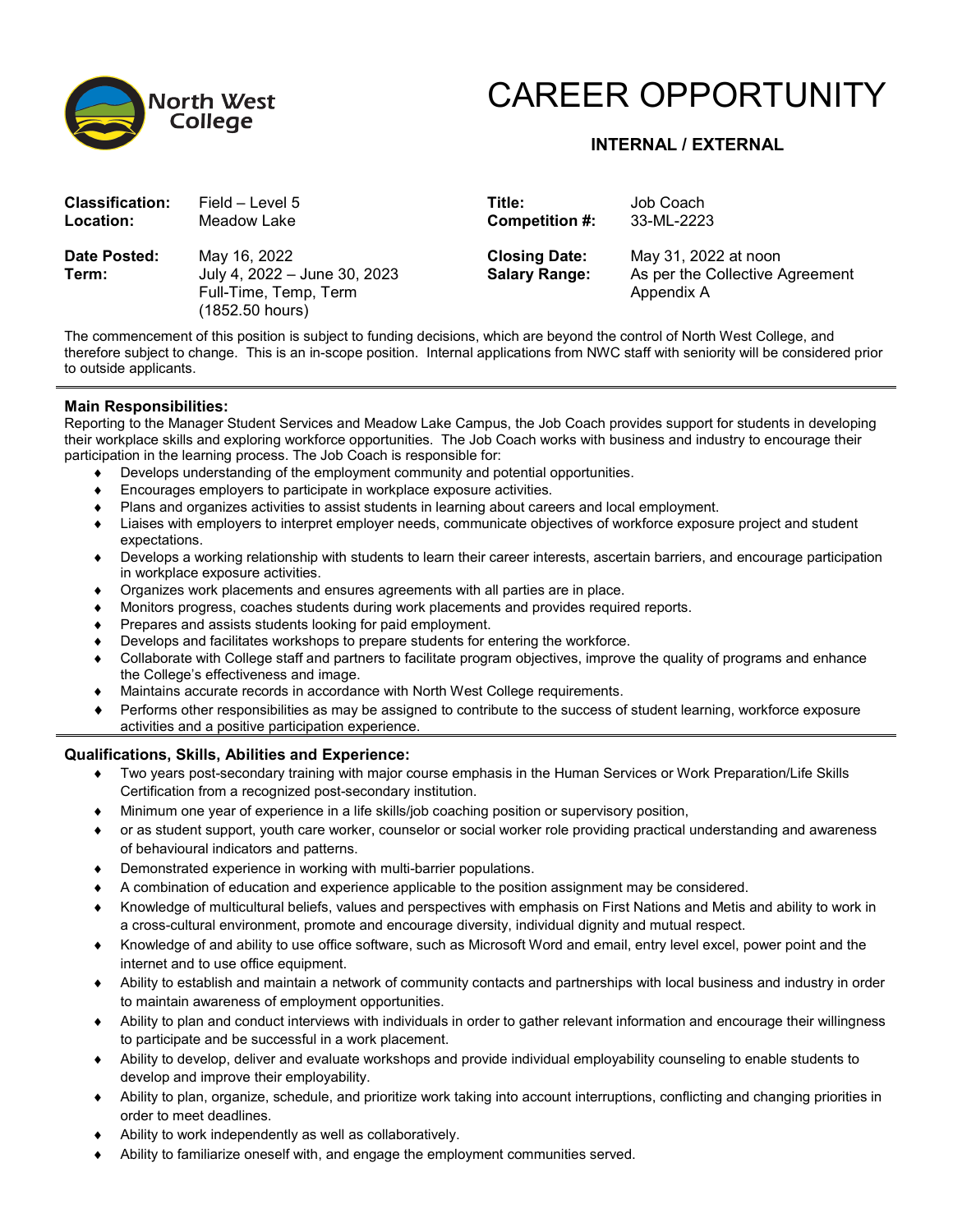North West College

# CAREER OPPORTUNITY

**INTERNAL / EXTERNAL**

| | | | |
|---|---|---|---|
| **Classification:** | Field – Level 5 | **Title:** | Job Coach |
| **Location:** | Meadow Lake | **Competition #:** | 33-ML-2223 |
| **Date Posted:** | May 16, 2022 | **Closing Date:** | May 31, 2022 at noon |
| **Term:** | July 4, 2022 – June 30, 2023<br>Full-Time, Temp, Term<br>(1852.50 hours) | **Salary Range:** | As per the Collective Agreement Appendix A |

The commencement of this position is subject to funding decisions, which are beyond the control of North West College, and therefore subject to change. This is an in-scope position. Internal applications from NWC staff with seniority will be considered prior to outside applicants.

---

### Main Responsibilities:

Reporting to the Manager Student Services and Meadow Lake Campus, the Job Coach provides support for students in developing their workplace skills and exploring workforce opportunities. The Job Coach works with business and industry to encourage their participation in the learning process. The Job Coach is responsible for:

- Develops understanding of the employment community and potential opportunities.
- Encourages employers to participate in workplace exposure activities.
- Plans and organizes activities to assist students in learning about careers and local employment.
- Liaises with employers to interpret employer needs, communicate objectives of workforce exposure project and student expectations.
- Develops a working relationship with students to learn their career interests, ascertain barriers, and encourage participation in workplace exposure activities.
- Organizes work placements and ensures agreements with all parties are in place.
- Monitors progress, coaches students during work placements and provides required reports.
- Prepares and assists students looking for paid employment.
- Develops and facilitates workshops to prepare students for entering the workforce.
- Collaborate with College staff and partners to facilitate program objectives, improve the quality of programs and enhance the College's effectiveness and image.
- Maintains accurate records in accordance with North West College requirements.
- Performs other responsibilities as may be assigned to contribute to the success of student learning, workforce exposure activities and a positive participation experience.

---

### Qualifications, Skills, Abilities and Experience:

- Two years post-secondary training with major course emphasis in the Human Services or Work Preparation/Life Skills Certification from a recognized post-secondary institution.
- Minimum one year of experience in a life skills/job coaching position or supervisory position,
- or as student support, youth care worker, counselor or social worker role providing practical understanding and awareness of behavioural indicators and patterns.
- Demonstrated experience in working with multi-barrier populations.
- A combination of education and experience applicable to the position assignment may be considered.
- Knowledge of multicultural beliefs, values and perspectives with emphasis on First Nations and Metis and ability to work in a cross-cultural environment, promote and encourage diversity, individual dignity and mutual respect.
- Knowledge of and ability to use office software, such as Microsoft Word and email, entry level excel, power point and the internet and to use office equipment.
- Ability to establish and maintain a network of community contacts and partnerships with local business and industry in order to maintain awareness of employment opportunities.
- Ability to plan and conduct interviews with individuals in order to gather relevant information and encourage their willingness to participate and be successful in a work placement.
- Ability to develop, deliver and evaluate workshops and provide individual employability counseling to enable students to develop and improve their employability.
- Ability to plan, organize, schedule, and prioritize work taking into account interruptions, conflicting and changing priorities in order to meet deadlines.
- Ability to work independently as well as collaboratively.
- Ability to familiarize oneself with, and engage the employment communities served.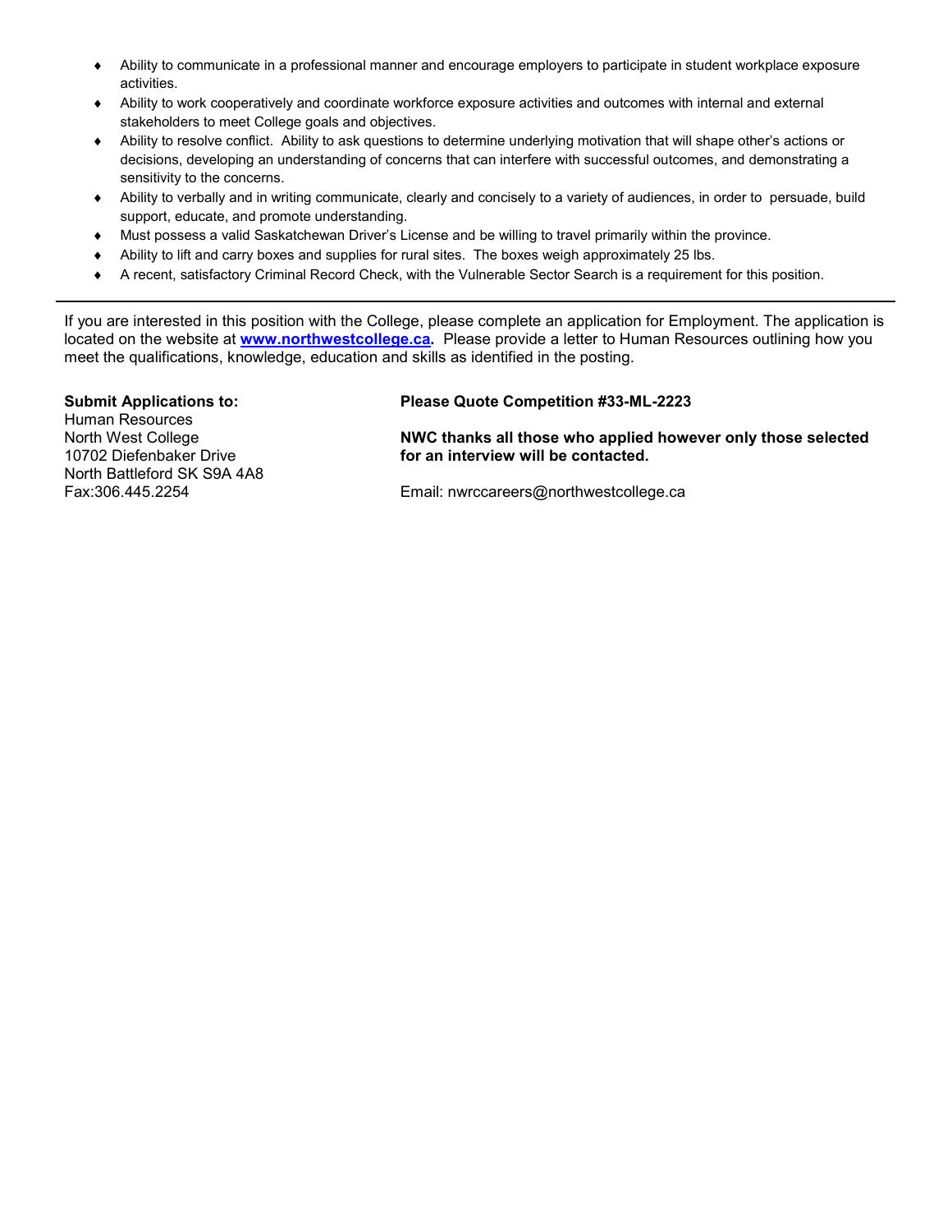- Ability to communicate in a professional manner and encourage employers to participate in student workplace exposure activities.
- Ability to work cooperatively and coordinate workforce exposure activities and outcomes with internal and external stakeholders to meet College goals and objectives.
- Ability to resolve conflict. Ability to ask questions to determine underlying motivation that will shape other's actions or decisions, developing an understanding of concerns that can interfere with successful outcomes, and demonstrating a sensitivity to the concerns.
- Ability to verbally and in writing communicate, clearly and concisely to a variety of audiences, in order to persuade, build support, educate, and promote understanding.
- Must possess a valid Saskatchewan Driver's License and be willing to travel primarily within the province.
- Ability to lift and carry boxes and supplies for rural sites. The boxes weigh approximately 25 lbs.
- A recent, satisfactory Criminal Record Check, with the Vulnerable Sector Search is a requirement for this position.

---

If you are interested in this position with the College, please complete an application for Employment. The application is located on the website at **www.northwestcollege.ca**. Please provide a letter to Human Resources outlining how you meet the qualifications, knowledge, education and skills as identified in the posting.

**Submit Applications to:**
Human Resources
North West College
10702 Diefenbaker Drive
North Battleford SK S9A 4A8
Fax:306.445.2254

**Please Quote Competition #33-ML-2223**

**NWC thanks all those who applied however only those selected for an interview will be contacted.**

Email: nwrccareers@northwestcollege.ca